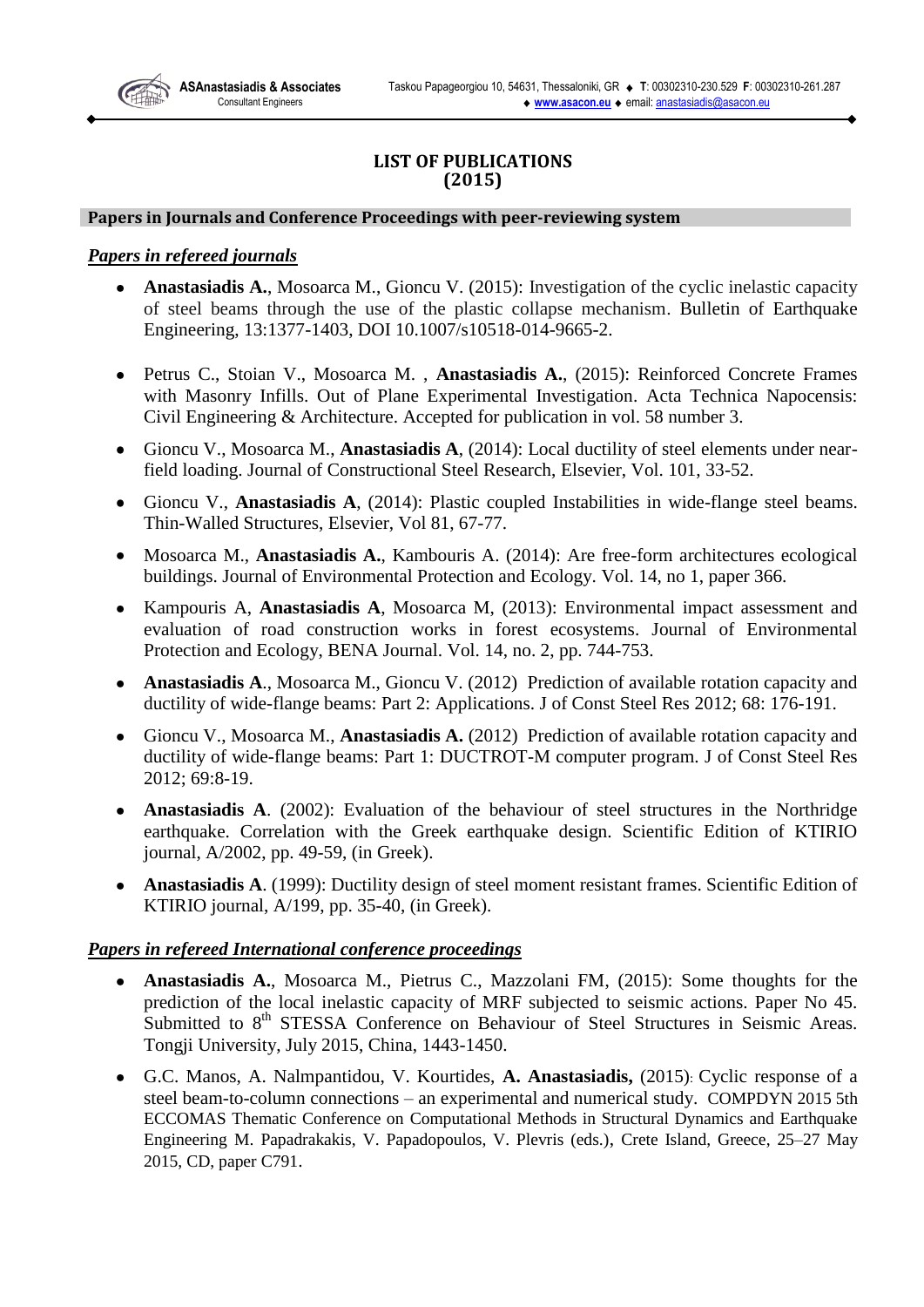# LIST OF PUBLICATIONS
# (2015)

## Papers in Journals and Conference Proceedings with peer-reviewing system

### *Papers in refereed journals*

- **Anastasiadis A.**, Mosoarca M., Gioncu V. (2015): Investigation of the cyclic inelastic capacity of steel beams through the use of the plastic collapse mechanism. Bulletin of Earthquake Engineering, 13:1377-1403, DOI 10.1007/s10518-014-9665-2.

- Petrus C., Stoian V., Mosoarca M. , **Anastasiadis A.**, (2015): Reinforced Concrete Frames with Masonry Infills. Out of Plane Experimental Investigation. Acta Technica Napocensis: Civil Engineering & Architecture. Accepted for publication in vol. 58 number 3.

- Gioncu V., Mosoarca M., **Anastasiadis A**, (2014): Local ductility of steel elements under near-field loading. Journal of Constructional Steel Research, Elsevier, Vol. 101, 33-52.

- Gioncu V., **Anastasiadis A**, (2014): Plastic coupled Instabilities in wide-flange steel beams. Thin-Walled Structures, Elsevier, Vol 81, 67-77.

- Mosoarca M., **Anastasiadis A.**, Kambouris A. (2014): Are free-form architectures ecological buildings. Journal of Environmental Protection and Ecology. Vol. 14, no 1, paper 366.

- Kampouris A, **Anastasiadis A**, Mosoarca M, (2013): Environmental impact assessment and evaluation of road construction works in forest ecosystems. Journal of Environmental Protection and Ecology, BENA Journal. Vol. 14, no. 2, pp. 744-753.

- **Anastasiadis A**., Mosoarca M., Gioncu V. (2012) Prediction of available rotation capacity and ductility of wide-flange beams: Part 2: Applications. J of Const Steel Res 2012; 68: 176-191.

- Gioncu V., Mosoarca M., **Anastasiadis A.** (2012) Prediction of available rotation capacity and ductility of wide-flange beams: Part 1: DUCTROT-M computer program. J of Const Steel Res 2012; 69:8-19.

- **Anastasiadis A**. (2002): Evaluation of the behaviour of steel structures in the Northridge earthquake. Correlation with the Greek earthquake design. Scientific Edition of KTIRIO journal, A/2002, pp. 49-59, (in Greek).

- **Anastasiadis A**. (1999): Ductility design of steel moment resistant frames. Scientific Edition of KTIRIO journal, A/199, pp. 35-40, (in Greek).

### *Papers in refereed International conference proceedings*

- **Anastasiadis A.**, Mosoarca M., Pietrus C., Mazzolani FM, (2015): Some thoughts for the prediction of the local inelastic capacity of MRF subjected to seismic actions. Paper No 45. Submitted to 8th STESSA Conference on Behaviour of Steel Structures in Seismic Areas. Tongji University, July 2015, China, 1443-1450.

- G.C. Manos, A. Nalmpantidou, V. Kourtides, **A. Anastasiadis,** (2015): Cyclic response of a steel beam-to-column connections – an experimental and numerical study. COMPDYN 2015 5th ECCOMAS Thematic Conference on Computational Methods in Structural Dynamics and Earthquake Engineering M. Papadrakakis, V. Papadopoulos, V. Plevris (eds.), Crete Island, Greece, 25–27 May 2015, CD, paper C791.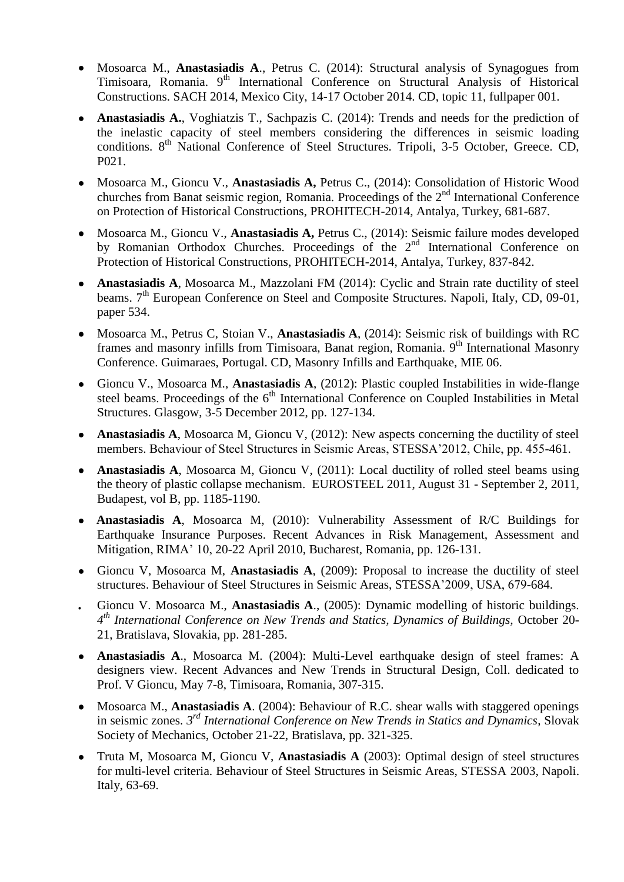- Mosoarca M., **Anastasiadis A**., Petrus C. (2014): Structural analysis of Synagogues from Timisoara, Romania. 9th International Conference on Structural Analysis of Historical Constructions. SACH 2014, Mexico City, 14-17 October 2014. CD, topic 11, fullpaper 001.
- **Anastasiadis A.**, Voghiatzis T., Sachpazis C. (2014): Trends and needs for the prediction of the inelastic capacity of steel members considering the differences in seismic loading conditions. 8th National Conference of Steel Structures. Tripoli, 3-5 October, Greece. CD, P021.
- Mosoarca M., Gioncu V., **Anastasiadis A,** Petrus C., (2014): Consolidation of Historic Wood churches from Banat seismic region, Romania. Proceedings of the 2nd International Conference on Protection of Historical Constructions, PROHITECH-2014, Antalya, Turkey, 681-687.
- Mosoarca M., Gioncu V., **Anastasiadis A,** Petrus C., (2014): Seismic failure modes developed by Romanian Orthodox Churches. Proceedings of the 2nd International Conference on Protection of Historical Constructions, PROHITECH-2014, Antalya, Turkey, 837-842.
- **Anastasiadis A**, Mosoarca M., Mazzolani FM (2014): Cyclic and Strain rate ductility of steel beams. 7th European Conference on Steel and Composite Structures. Napoli, Italy, CD, 09-01, paper 534.
- Mosoarca M., Petrus C, Stoian V., **Anastasiadis A**, (2014): Seismic risk of buildings with RC frames and masonry infills from Timisoara, Banat region, Romania. 9th International Masonry Conference. Guimaraes, Portugal. CD, Masonry Infills and Earthquake, MIE 06.
- Gioncu V., Mosoarca M., **Anastasiadis A**, (2012): Plastic coupled Instabilities in wide-flange steel beams. Proceedings of the 6th International Conference on Coupled Instabilities in Metal Structures. Glasgow, 3-5 December 2012, pp. 127-134.
- **Anastasiadis A**, Mosoarca M, Gioncu V, (2012): New aspects concerning the ductility of steel members. Behaviour of Steel Structures in Seismic Areas, STESSA'2012, Chile, pp. 455-461.
- **Anastasiadis A**, Mosoarca M, Gioncu V, (2011): Local ductility of rolled steel beams using the theory of plastic collapse mechanism. EUROSTEEL 2011, August 31 - September 2, 2011, Budapest, vol B, pp. 1185-1190.
- **Anastasiadis A**, Mosoarca M, (2010): Vulnerability Assessment of R/C Buildings for Earthquake Insurance Purposes. Recent Advances in Risk Management, Assessment and Mitigation, RIMA' 10, 20-22 April 2010, Bucharest, Romania, pp. 126-131.
- Gioncu V, Mosoarca M, **Anastasiadis A**, (2009): Proposal to increase the ductility of steel structures. Behaviour of Steel Structures in Seismic Areas, STESSA'2009, USA, 679-684.
- Gioncu V. Mosoarca M., **Anastasiadis A**., (2005): Dynamic modelling of historic buildings. *4th International Conference on New Trends and Statics, Dynamics of Buildings,* October 20-21, Bratislava, Slovakia, pp. 281-285.
- **Anastasiadis A**., Mosoarca M. (2004): Multi-Level earthquake design of steel frames: A designers view. Recent Advances and New Trends in Structural Design, Coll. dedicated to Prof. V Gioncu, May 7-8, Timisoara, Romania, 307-315.
- Mosoarca M., **Anastasiadis A**. (2004): Behaviour of R.C. shear walls with staggered openings in seismic zones. *3rd International Conference on New Trends in Statics and Dynamics*, Slovak Society of Mechanics, October 21-22, Bratislava, pp. 321-325.
- Truta M, Mosoarca M, Gioncu V, **Anastasiadis A** (2003): Optimal design of steel structures for multi-level criteria. Behaviour of Steel Structures in Seismic Areas, STESSA 2003, Napoli. Italy, 63-69.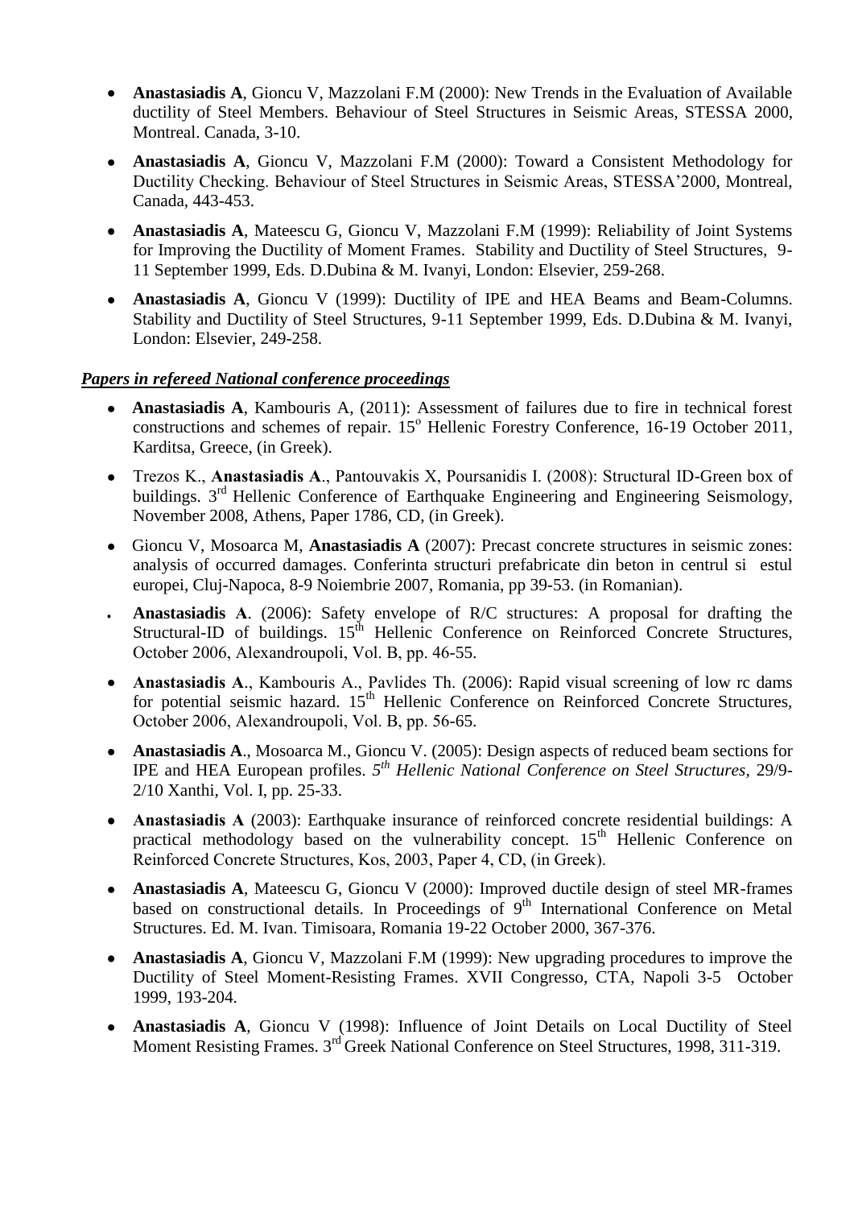- **Anastasiadis A**, Gioncu V, Mazzolani F.M (2000): New Trends in the Evaluation of Available ductility of Steel Members. Behaviour of Steel Structures in Seismic Areas, STESSA 2000, Montreal. Canada, 3-10.
- **Anastasiadis A**, Gioncu V, Mazzolani F.M (2000): Toward a Consistent Methodology for Ductility Checking. Behaviour of Steel Structures in Seismic Areas, STESSA'2000, Montreal, Canada, 443-453.
- **Anastasiadis A**, Mateescu G, Gioncu V, Mazzolani F.M (1999): Reliability of Joint Systems for Improving the Ductility of Moment Frames. Stability and Ductility of Steel Structures, 9-11 September 1999, Eds. D.Dubina & M. Ivanyi, London: Elsevier, 259-268.
- **Anastasiadis A**, Gioncu V (1999): Ductility of IPE and HEA Beams and Beam-Columns. Stability and Ductility of Steel Structures, 9-11 September 1999, Eds. D.Dubina & M. Ivanyi, London: Elsevier, 249-258.

***Papers in refereed National conference proceedings***

- **Anastasiadis A**, Kambouris A, (2011): Assessment of failures due to fire in technical forest constructions and schemes of repair. 15$^{o}$ Hellenic Forestry Conference, 16-19 October 2011, Karditsa, Greece, (in Greek).
- Trezos K., **Anastasiadis A**., Pantouvakis X, Poursanidis I. (2008): Structural ID-Green box of buildings. 3$^{rd}$ Hellenic Conference of Earthquake Engineering and Engineering Seismology, November 2008, Athens, Paper 1786, CD, (in Greek).
- Gioncu V, Mosoarca M, **Anastasiadis A** (2007): Precast concrete structures in seismic zones: analysis of occurred damages. Conferinta structuri prefabricate din beton in centrul si estul europei, Cluj-Napoca, 8-9 Noiembrie 2007, Romania, pp 39-53. (in Romanian).
- **Anastasiadis A**. (2006): Safety envelope of R/C structures: A proposal for drafting the Structural-ID of buildings. 15$^{th}$ Hellenic Conference on Reinforced Concrete Structures, October 2006, Alexandroupoli, Vol. B, pp. 46-55.
- **Anastasiadis A**., Kambouris A., Pavlides Th. (2006): Rapid visual screening of low rc dams for potential seismic hazard. 15$^{th}$ Hellenic Conference on Reinforced Concrete Structures, October 2006, Alexandroupoli, Vol. B, pp. 56-65.
- **Anastasiadis A**., Mosoarca M., Gioncu V. (2005): Design aspects of reduced beam sections for IPE and HEA European profiles. *5$^{th}$ Hellenic National Conference on Steel Structures*, 29/9-2/10 Xanthi, Vol. I, pp. 25-33.
- **Anastasiadis A** (2003): Earthquake insurance of reinforced concrete residential buildings: A practical methodology based on the vulnerability concept. 15$^{th}$ Hellenic Conference on Reinforced Concrete Structures, Kos, 2003, Paper 4, CD, (in Greek).
- **Anastasiadis A**, Mateescu G, Gioncu V (2000): Improved ductile design of steel MR-frames based on constructional details. In Proceedings of 9$^{th}$ International Conference on Metal Structures. Ed. M. Ivan. Timisoara, Romania 19-22 October 2000, 367-376.
- **Anastasiadis A**, Gioncu V, Mazzolani F.M (1999): New upgrading procedures to improve the Ductility of Steel Moment-Resisting Frames. XVII Congresso, CTA, Napoli 3-5 October 1999, 193-204.
- **Anastasiadis A**, Gioncu V (1998): Influence of Joint Details on Local Ductility of Steel Moment Resisting Frames. 3$^{rd}$ Greek National Conference on Steel Structures, 1998, 311-319.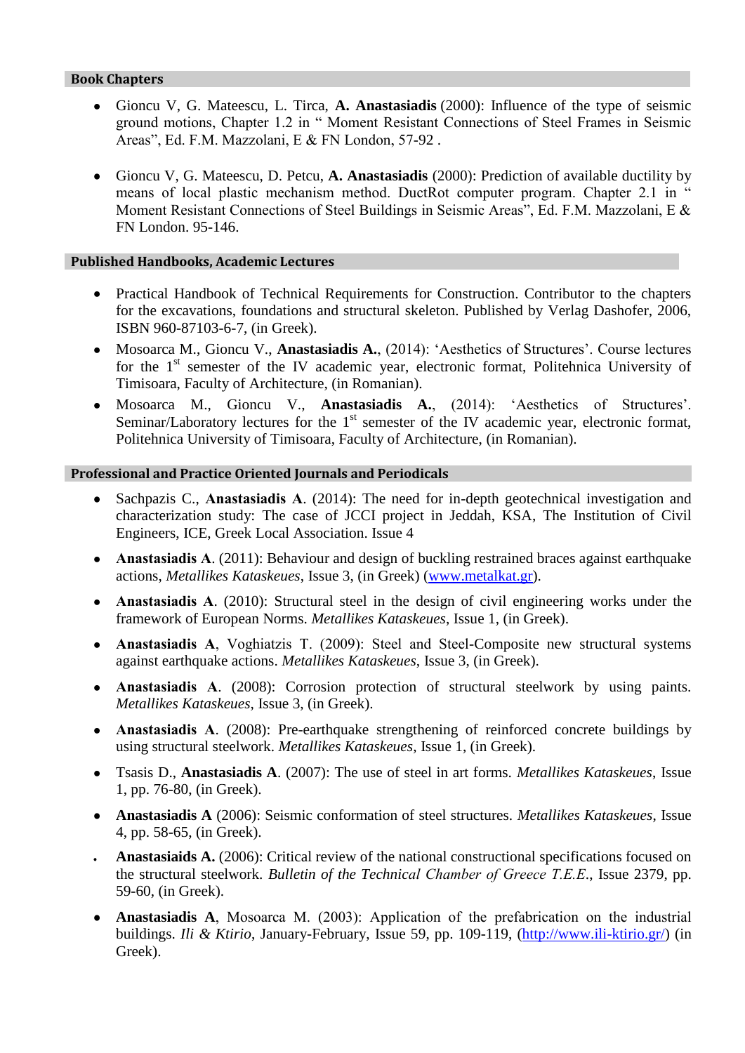## Book Chapters

- Gioncu V, G. Mateescu, L. Tirca, **A. Anastasiadis** (2000): Influence of the type of seismic ground motions, Chapter 1.2 in " Moment Resistant Connections of Steel Frames in Seismic Areas", Ed. F.M. Mazzolani, E & FN London, 57-92 .

- Gioncu V, G. Mateescu, D. Petcu, **A. Anastasiadis** (2000): Prediction of available ductility by means of local plastic mechanism method. DuctRot computer program. Chapter 2.1 in " Moment Resistant Connections of Steel Buildings in Seismic Areas", Ed. F.M. Mazzolani, E & FN London. 95-146.

## Published Handbooks, Academic Lectures

- Practical Handbook of Technical Requirements for Construction. Contributor to the chapters for the excavations, foundations and structural skeleton. Published by Verlag Dashofer, 2006, ISBN 960-87103-6-7, (in Greek).
- Mosoarca M., Gioncu V., **Anastasiadis A.**, (2014): 'Aesthetics of Structures'. Course lectures for the 1st semester of the IV academic year, electronic format, Politehnica University of Timisoara, Faculty of Architecture, (in Romanian).
- Mosoarca M., Gioncu V., **Anastasiadis A.**, (2014): 'Aesthetics of Structures'. Seminar/Laboratory lectures for the 1st semester of the IV academic year, electronic format, Politehnica University of Timisoara, Faculty of Architecture, (in Romanian).

## Professional and Practice Oriented Journals and Periodicals

- Sachpazis C., **Anastasiadis A**. (2014): The need for in-depth geotechnical investigation and characterization study: The case of JCCI project in Jeddah, KSA, The Institution of Civil Engineers, ICE, Greek Local Association. Issue 4
- **Anastasiadis A**. (2011): Behaviour and design of buckling restrained braces against earthquake actions, *Metallikes Kataskeues*, Issue 3, (in Greek) (www.metalkat.gr).
- **Anastasiadis A**. (2010): Structural steel in the design of civil engineering works under the framework of European Norms. *Metallikes Kataskeues*, Issue 1, (in Greek).
- **Anastasiadis A**, Voghiatzis T. (2009): Steel and Steel-Composite new structural systems against earthquake actions. *Metallikes Kataskeues*, Issue 3, (in Greek).
- **Anastasiadis A**. (2008): Corrosion protection of structural steelwork by using paints. *Metallikes Kataskeues*, Issue 3, (in Greek).
- **Anastasiadis A**. (2008): Pre-earthquake strengthening of reinforced concrete buildings by using structural steelwork. *Metallikes Kataskeues*, Issue 1, (in Greek).
- Tsasis D., **Anastasiadis A**. (2007): The use of steel in art forms. *Metallikes Kataskeues*, Issue 1, pp. 76-80, (in Greek).
- **Anastasiadis A** (2006): Seismic conformation of steel structures. *Metallikes Kataskeues*, Issue 4, pp. 58-65, (in Greek).
- **Anastasiaids A.** (2006): Critical review of the national constructional specifications focused on the structural steelwork. *Bulletin of the Technical Chamber of Greece T.E.E.*, Issue 2379, pp. 59-60, (in Greek).
- **Anastasiadis A**, Mosoarca M. (2003): Application of the prefabrication on the industrial buildings. *Ili & Ktirio*, January-February, Issue 59, pp. 109-119, (http://www.ili-ktirio.gr/) (in Greek).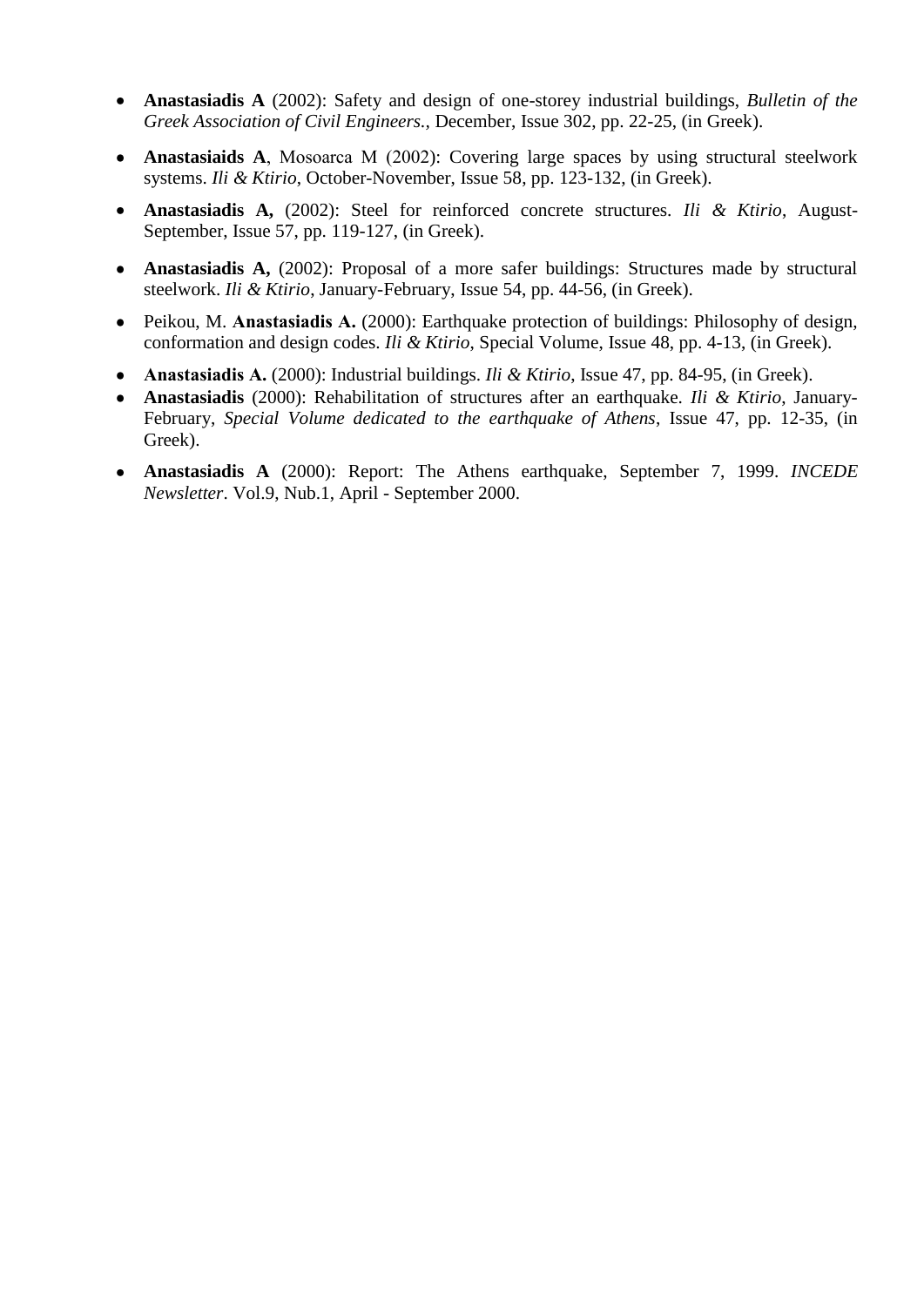- **Anastasiadis A** (2002): Safety and design of one-storey industrial buildings, *Bulletin of the Greek Association of Civil Engineers.*, December, Issue 302, pp. 22-25, (in Greek).
- **Anastasiaids A**, Mosoarca M (2002): Covering large spaces by using structural steelwork systems. *Ili & Ktirio*, October-November, Issue 58, pp. 123-132, (in Greek).
- **Anastasiadis A,** (2002): Steel for reinforced concrete structures. *Ili & Ktirio*, August-September, Issue 57, pp. 119-127, (in Greek).
- **Anastasiadis A,** (2002): Proposal of a more safer buildings: Structures made by structural steelwork. *Ili & Ktirio*, January-February, Issue 54, pp. 44-56, (in Greek).
- Peikou, M. **Anastasiadis A.** (2000): Earthquake protection of buildings: Philosophy of design, conformation and design codes. *Ili & Ktirio*, Special Volume, Issue 48, pp. 4-13, (in Greek).
- **Anastasiadis A.** (2000): Industrial buildings. *Ili & Ktirio*, Issue 47, pp. 84-95, (in Greek).
- **Anastasiadis** (2000): Rehabilitation of structures after an earthquake. *Ili & Ktirio*, January-February, *Special Volume dedicated to the earthquake of Athens*, Issue 47, pp. 12-35, (in Greek).
- **Anastasiadis A** (2000): Report: The Athens earthquake, September 7, 1999. *INCEDE Newsletter*. Vol.9, Nub.1, April - September 2000.